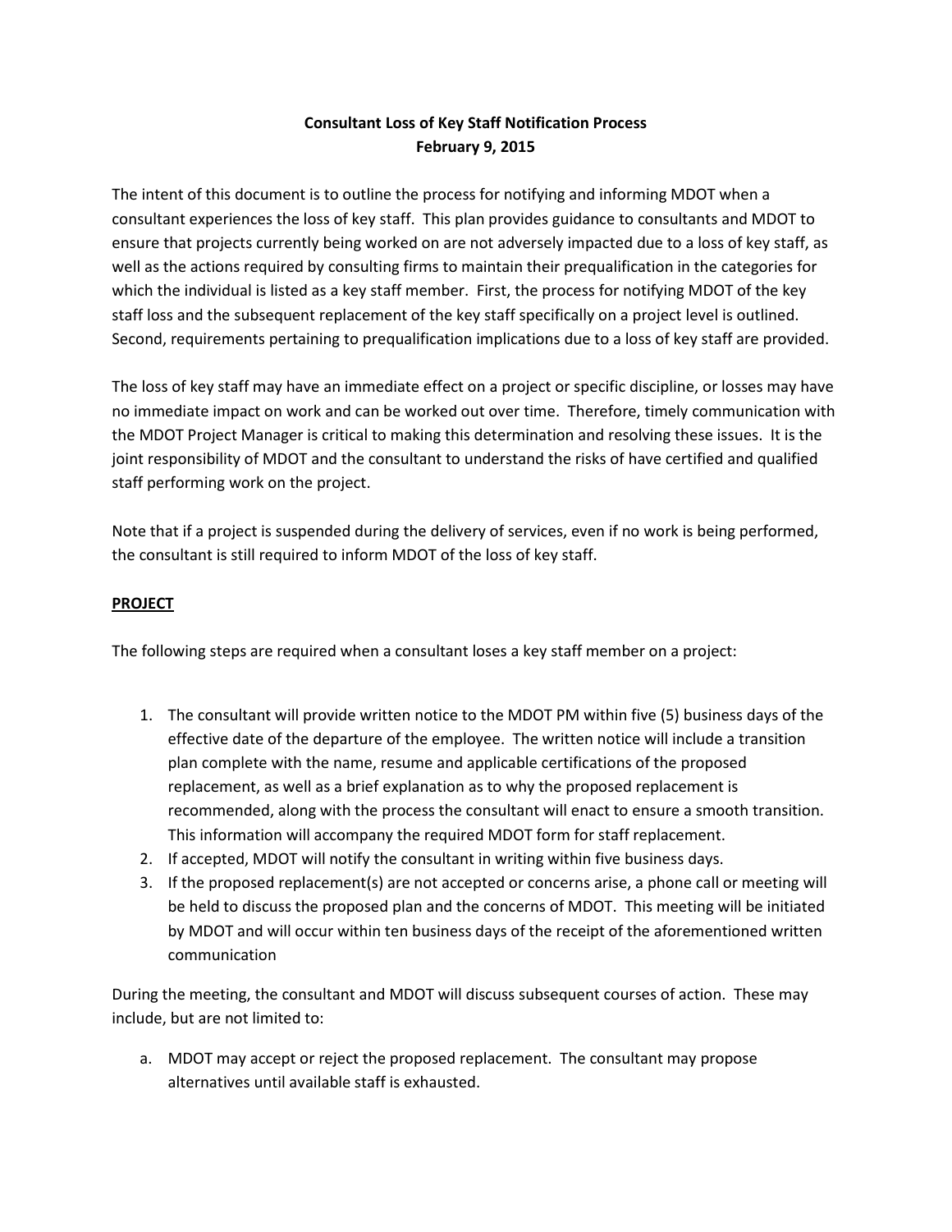# Consultant Loss of Key Staff Notification Process
## February 9, 2015

The intent of this document is to outline the process for notifying and informing MDOT when a consultant experiences the loss of key staff. This plan provides guidance to consultants and MDOT to ensure that projects currently being worked on are not adversely impacted due to a loss of key staff, as well as the actions required by consulting firms to maintain their prequalification in the categories for which the individual is listed as a key staff member. First, the process for notifying MDOT of the key staff loss and the subsequent replacement of the key staff specifically on a project level is outlined. Second, requirements pertaining to prequalification implications due to a loss of key staff are provided.

The loss of key staff may have an immediate effect on a project or specific discipline, or losses may have no immediate impact on work and can be worked out over time. Therefore, timely communication with the MDOT Project Manager is critical to making this determination and resolving these issues. It is the joint responsibility of MDOT and the consultant to understand the risks of have certified and qualified staff performing work on the project.

Note that if a project is suspended during the delivery of services, even if no work is being performed, the consultant is still required to inform MDOT of the loss of key staff.

**PROJECT**

The following steps are required when a consultant loses a key staff member on a project:

1. The consultant will provide written notice to the MDOT PM within five (5) business days of the effective date of the departure of the employee. The written notice will include a transition plan complete with the name, resume and applicable certifications of the proposed replacement, as well as a brief explanation as to why the proposed replacement is recommended, along with the process the consultant will enact to ensure a smooth transition. This information will accompany the required MDOT form for staff replacement.
2. If accepted, MDOT will notify the consultant in writing within five business days.
3. If the proposed replacement(s) are not accepted or concerns arise, a phone call or meeting will be held to discuss the proposed plan and the concerns of MDOT. This meeting will be initiated by MDOT and will occur within ten business days of the receipt of the aforementioned written communication

During the meeting, the consultant and MDOT will discuss subsequent courses of action. These may include, but are not limited to:

a. MDOT may accept or reject the proposed replacement. The consultant may propose alternatives until available staff is exhausted.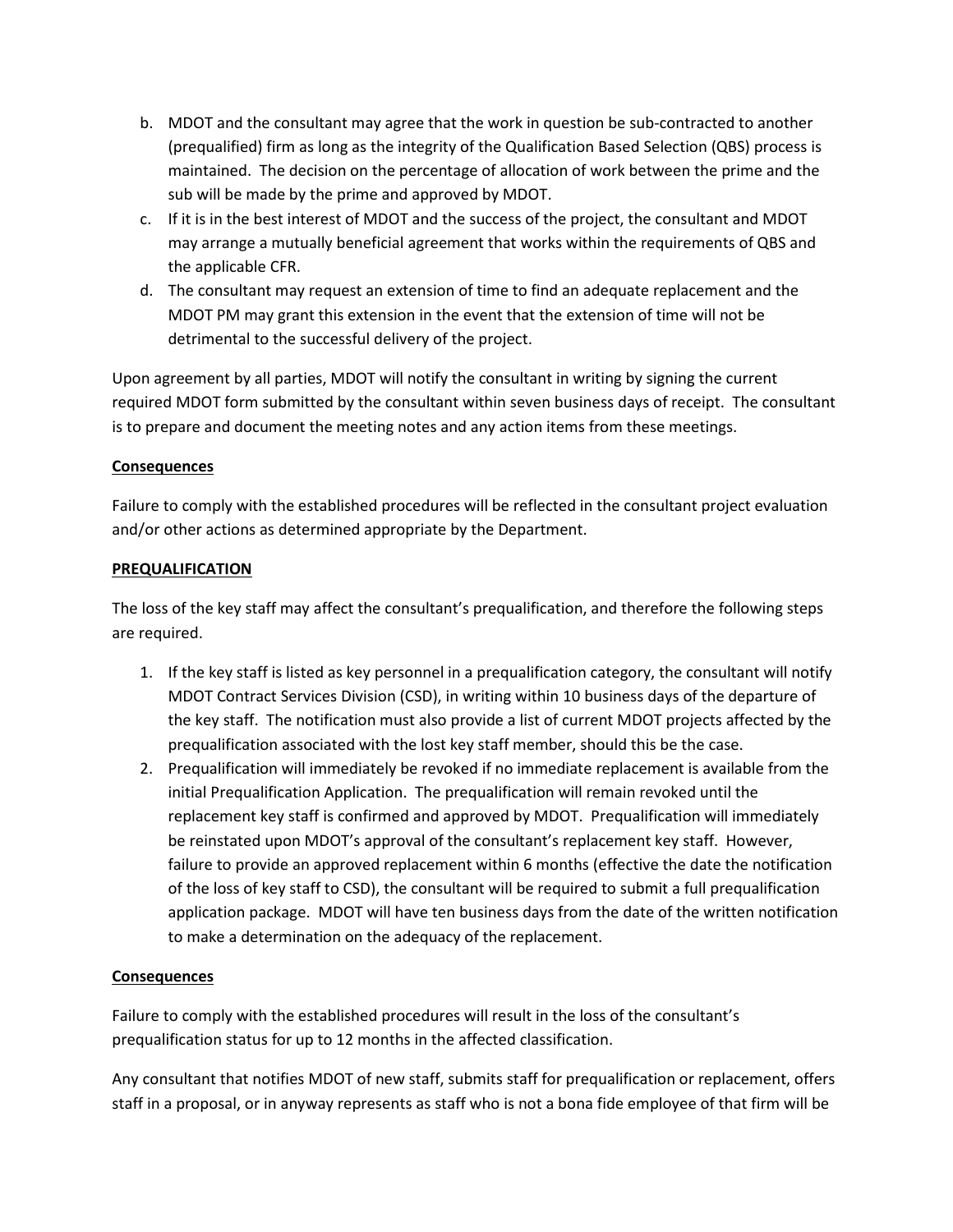b. MDOT and the consultant may agree that the work in question be sub-contracted to another (prequalified) firm as long as the integrity of the Qualification Based Selection (QBS) process is maintained. The decision on the percentage of allocation of work between the prime and the sub will be made by the prime and approved by MDOT.
c. If it is in the best interest of MDOT and the success of the project, the consultant and MDOT may arrange a mutually beneficial agreement that works within the requirements of QBS and the applicable CFR.
d. The consultant may request an extension of time to find an adequate replacement and the MDOT PM may grant this extension in the event that the extension of time will not be detrimental to the successful delivery of the project.

Upon agreement by all parties, MDOT will notify the consultant in writing by signing the current required MDOT form submitted by the consultant within seven business days of receipt. The consultant is to prepare and document the meeting notes and any action items from these meetings.

**Consequences**

Failure to comply with the established procedures will be reflected in the consultant project evaluation and/or other actions as determined appropriate by the Department.

**PREQUALIFICATION**

The loss of the key staff may affect the consultant's prequalification, and therefore the following steps are required.

1. If the key staff is listed as key personnel in a prequalification category, the consultant will notify MDOT Contract Services Division (CSD), in writing within 10 business days of the departure of the key staff. The notification must also provide a list of current MDOT projects affected by the prequalification associated with the lost key staff member, should this be the case.
2. Prequalification will immediately be revoked if no immediate replacement is available from the initial Prequalification Application. The prequalification will remain revoked until the replacement key staff is confirmed and approved by MDOT. Prequalification will immediately be reinstated upon MDOT's approval of the consultant's replacement key staff. However, failure to provide an approved replacement within 6 months (effective the date the notification of the loss of key staff to CSD), the consultant will be required to submit a full prequalification application package. MDOT will have ten business days from the date of the written notification to make a determination on the adequacy of the replacement.

**Consequences**

Failure to comply with the established procedures will result in the loss of the consultant's prequalification status for up to 12 months in the affected classification.

Any consultant that notifies MDOT of new staff, submits staff for prequalification or replacement, offers staff in a proposal, or in anyway represents as staff who is not a bona fide employee of that firm will be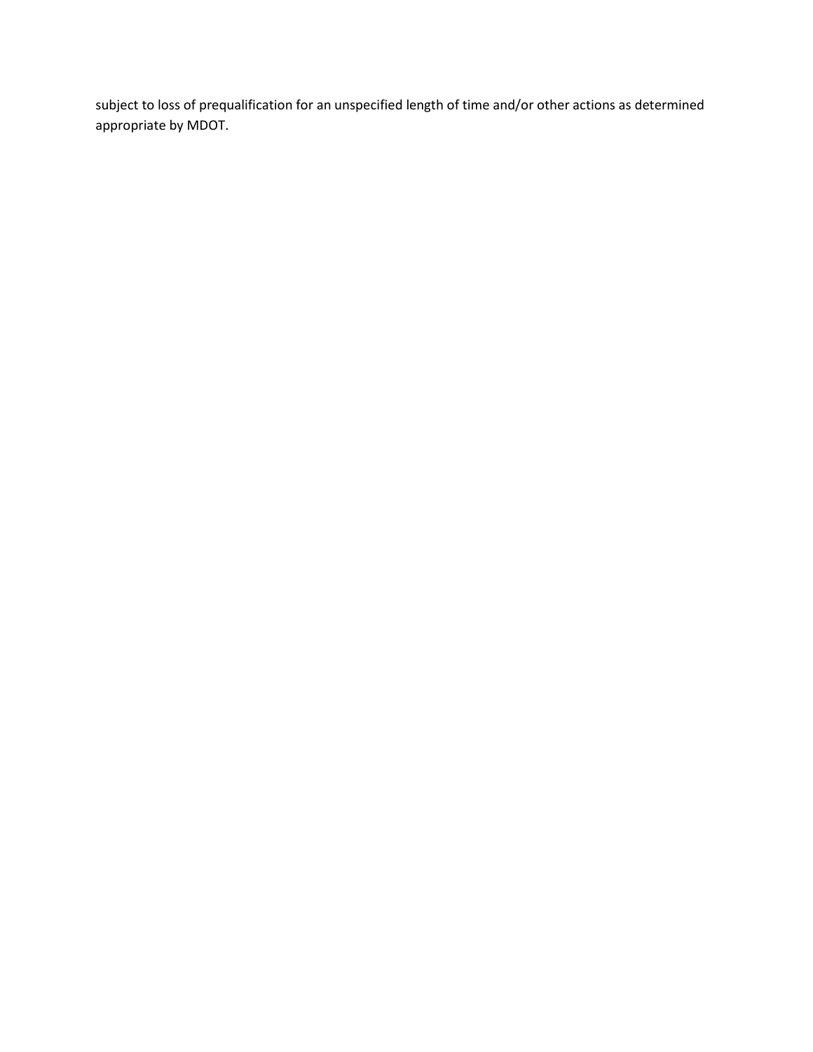subject to loss of prequalification for an unspecified length of time and/or other actions as determined appropriate by MDOT.